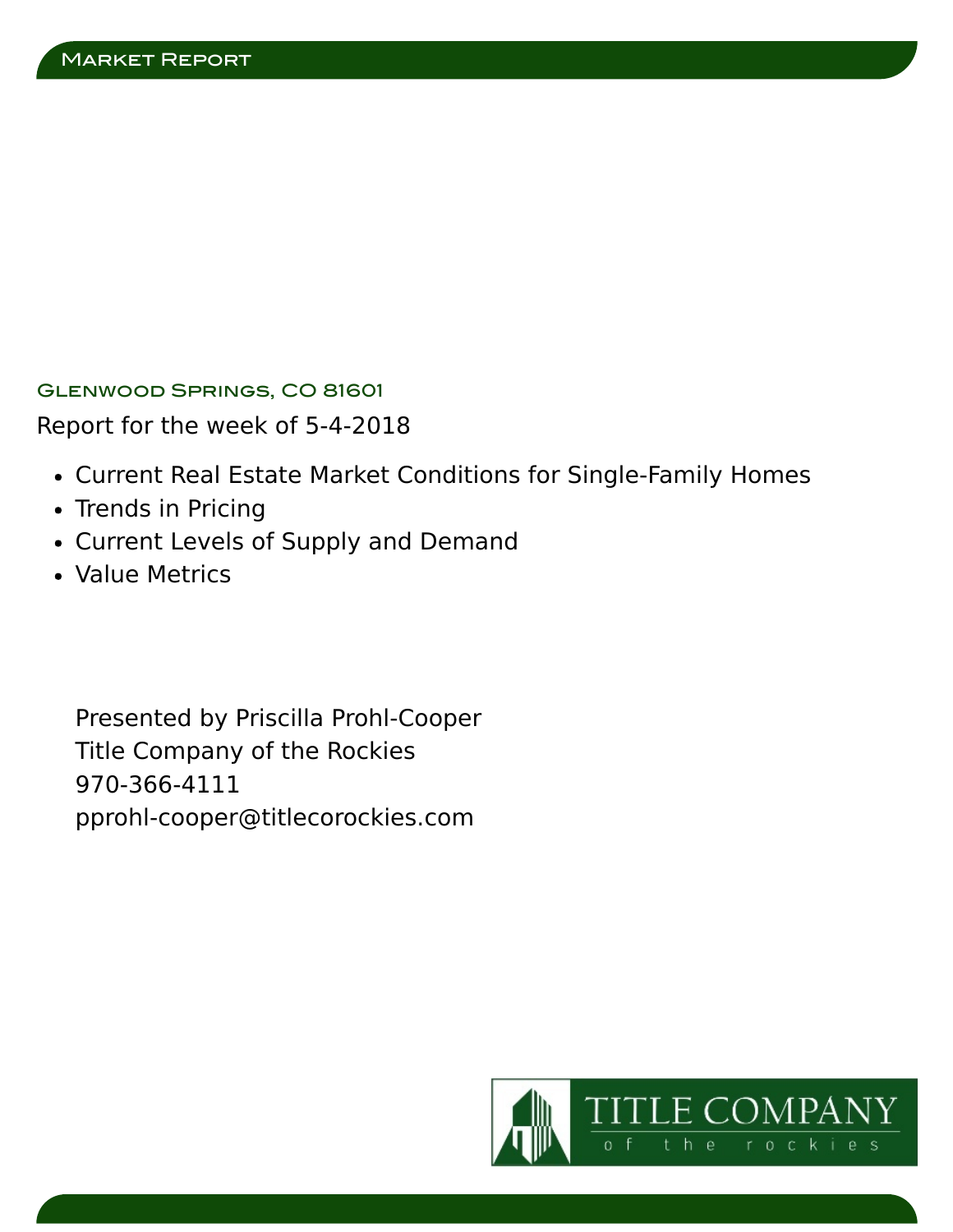# Glenwood Springs, CO 81601

Report for the week of 5-4-2018

- Current Real Estate Market Conditions for Single-Family Homes
- Trends in Pricing
- Current Levels of Supply and Demand
- Value Metrics

Presented by Priscilla Prohl-Cooper
Title Company of the Rockies
970-366-4111
pprohl-cooper@titlecorockies.com

TITLE COMPANY of the rockies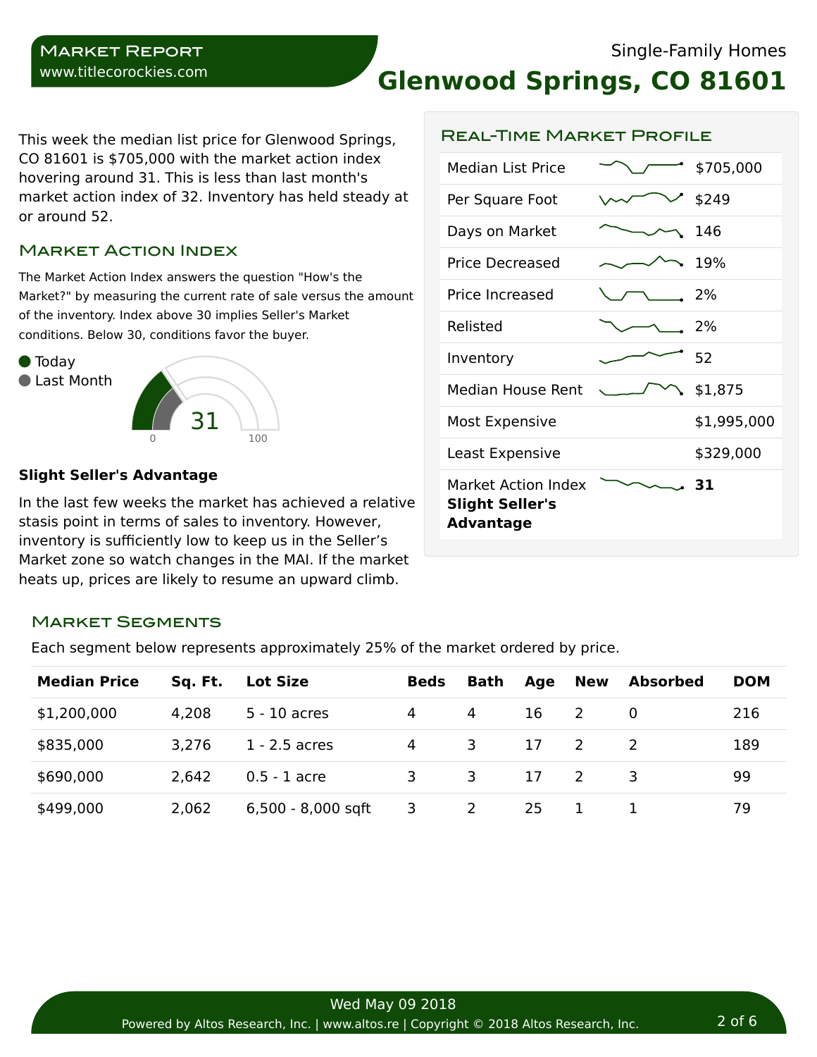**Market Report**
www.titlecorockies.com

Single-Family Homes

# Glenwood Springs, CO 81601

This week the median list price for Glenwood Springs, CO 81601 is $705,000 with the market action index hovering around 31. This is less than last month's market action index of 32. Inventory has held steady at or around 52.

## Market Action Index

The Market Action Index answers the question "How's the Market?" by measuring the current rate of sale versus the amount of the inventory. Index above 30 implies Seller's Market conditions. Below 30, conditions favor the buyer.

- Today
- Last Month

31

0 — 100

**Slight Seller's Advantage**

In the last few weeks the market has achieved a relative stasis point in terms of sales to inventory. However, inventory is sufficiently low to keep us in the Seller’s Market zone so watch changes in the MAI. If the market heats up, prices are likely to resume an upward climb.

## Real-Time Market Profile

| | |
|---|---|
| Median List Price | $705,000 |
| Per Square Foot | $249 |
| Days on Market | 146 |
| Price Decreased | 19% |
| Price Increased | 2% |
| Relisted | 2% |
| Inventory | 52 |
| Median House Rent | $1,875 |
| Most Expensive | $1,995,000 |
| Least Expensive | $329,000 |
| Market Action Index **Slight Seller's Advantage** | **31** |

## Market Segments

Each segment below represents approximately 25% of the market ordered by price.

| Median Price | Sq. Ft. | Lot Size | Beds | Bath | Age | New | Absorbed | DOM |
|---|---|---|---|---|---|---|---|---|
| $1,200,000 | 4,208 | 5 - 10 acres | 4 | 4 | 16 | 2 | 0 | 216 |
| $835,000 | 3,276 | 1 - 2.5 acres | 4 | 3 | 17 | 2 | 2 | 189 |
| $690,000 | 2,642 | 0.5 - 1 acre | 3 | 3 | 17 | 2 | 3 | 99 |
| $499,000 | 2,062 | 6,500 - 8,000 sqft | 3 | 2 | 25 | 1 | 1 | 79 |

Wed May 09 2018

Powered by Altos Research, Inc. | www.altos.re | Copyright © 2018 Altos Research, Inc.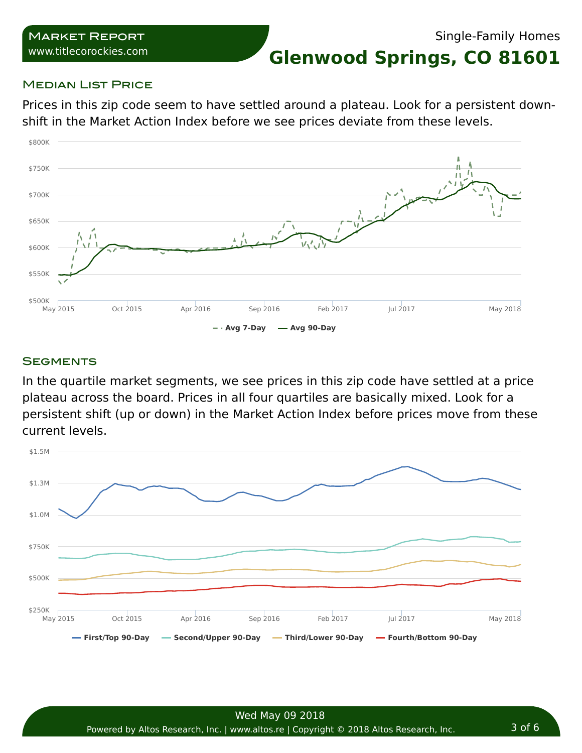# Market Report

www.titlecorockies.com

Single-Family Homes

## Glenwood Springs, CO 81601

### Median List Price

Prices in this zip code seem to have settled around a plateau. Look for a persistent down-shift in the Market Action Index before we see prices deviate from these levels.

### Segments

In the quartile market segments, we see prices in this zip code have settled at a price plateau across the board. Prices in all four quartiles are basically mixed. Look for a persistent shift (up or down) in the Market Action Index before prices move from these current levels.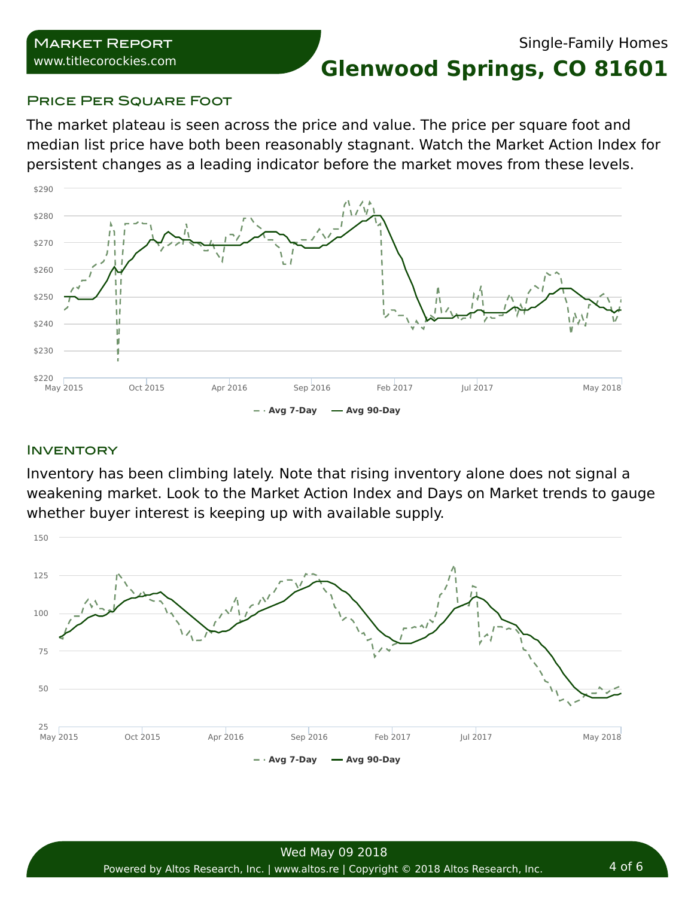## Price Per Square Foot

The market plateau is seen across the price and value. The price per square foot and median list price have both been reasonably stagnant. Watch the Market Action Index for persistent changes as a leading indicator before the market moves from these levels.

## Inventory

Inventory has been climbing lately. Note that rising inventory alone does not signal a weakening market. Look to the Market Action Index and Days on Market trends to gauge whether buyer interest is keeping up with available supply.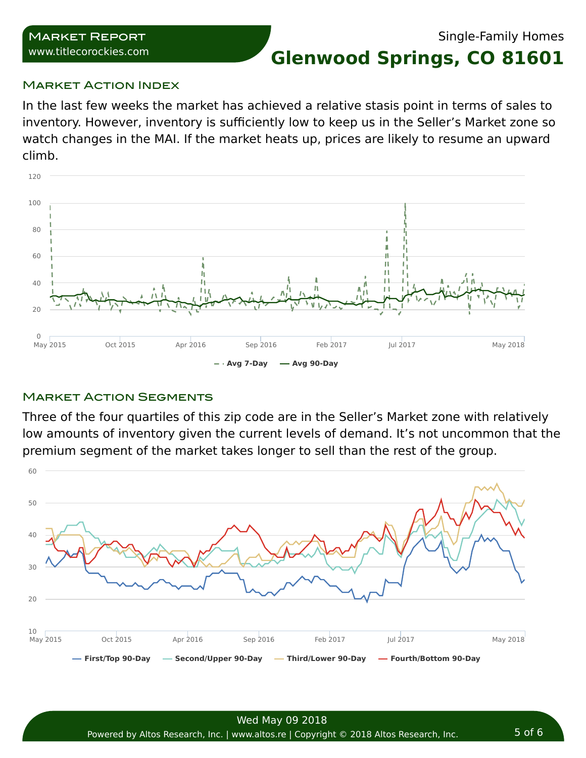# Single-Family Homes

# Glenwood Springs, CO 81601

## Market Action Index

In the last few weeks the market has achieved a relative stasis point in terms of sales to inventory. However, inventory is sufficiently low to keep us in the Seller's Market zone so watch changes in the MAI. If the market heats up, prices are likely to resume an upward climb.

## Market Action Segments

Three of the four quartiles of this zip code are in the Seller's Market zone with relatively low amounts of inventory given the current levels of demand. It's not uncommon that the premium segment of the market takes longer to sell than the rest of the group.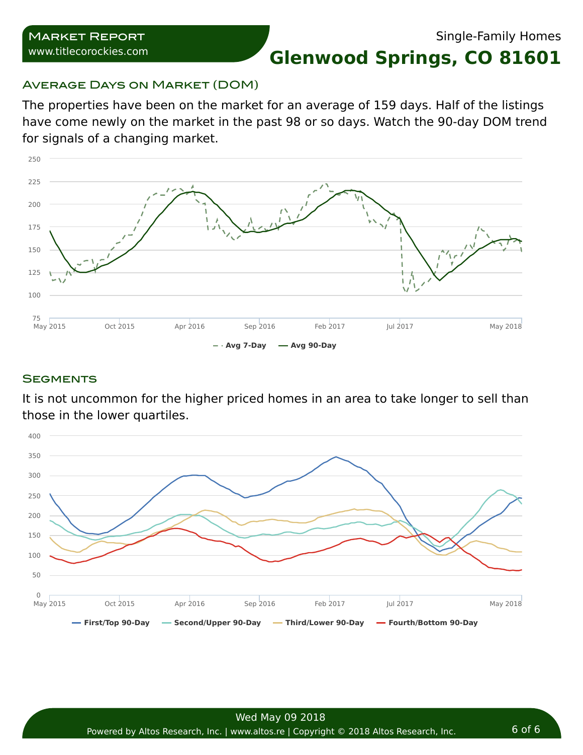Market Report
www.titlecorockies.com

Single-Family Homes

# Glenwood Springs, CO 81601

## Average Days on Market (DOM)

The properties have been on the market for an average of 159 days. Half of the listings have come newly on the market in the past 98 or so days. Watch the 90-day DOM trend for signals of a changing market.

250
225
200
175
150
125
100
75

May 2015 | Oct 2015 | Apr 2016 | Sep 2016 | Feb 2017 | Jul 2017 | May 2018

Avg 7-Day | Avg 90-Day

## Segments

It is not uncommon for the higher priced homes in an area to take longer to sell than those in the lower quartiles.

400
350
300
250
200
150
100
50
0

May 2015 | Oct 2015 | Apr 2016 | Sep 2016 | Feb 2017 | Jul 2017 | May 2018

First/Top 90-Day | Second/Upper 90-Day | Third/Lower 90-Day | Fourth/Bottom 90-Day

Wed May 09 2018

Powered by Altos Research, Inc. | www.altos.re | Copyright © 2018 Altos Research, Inc.